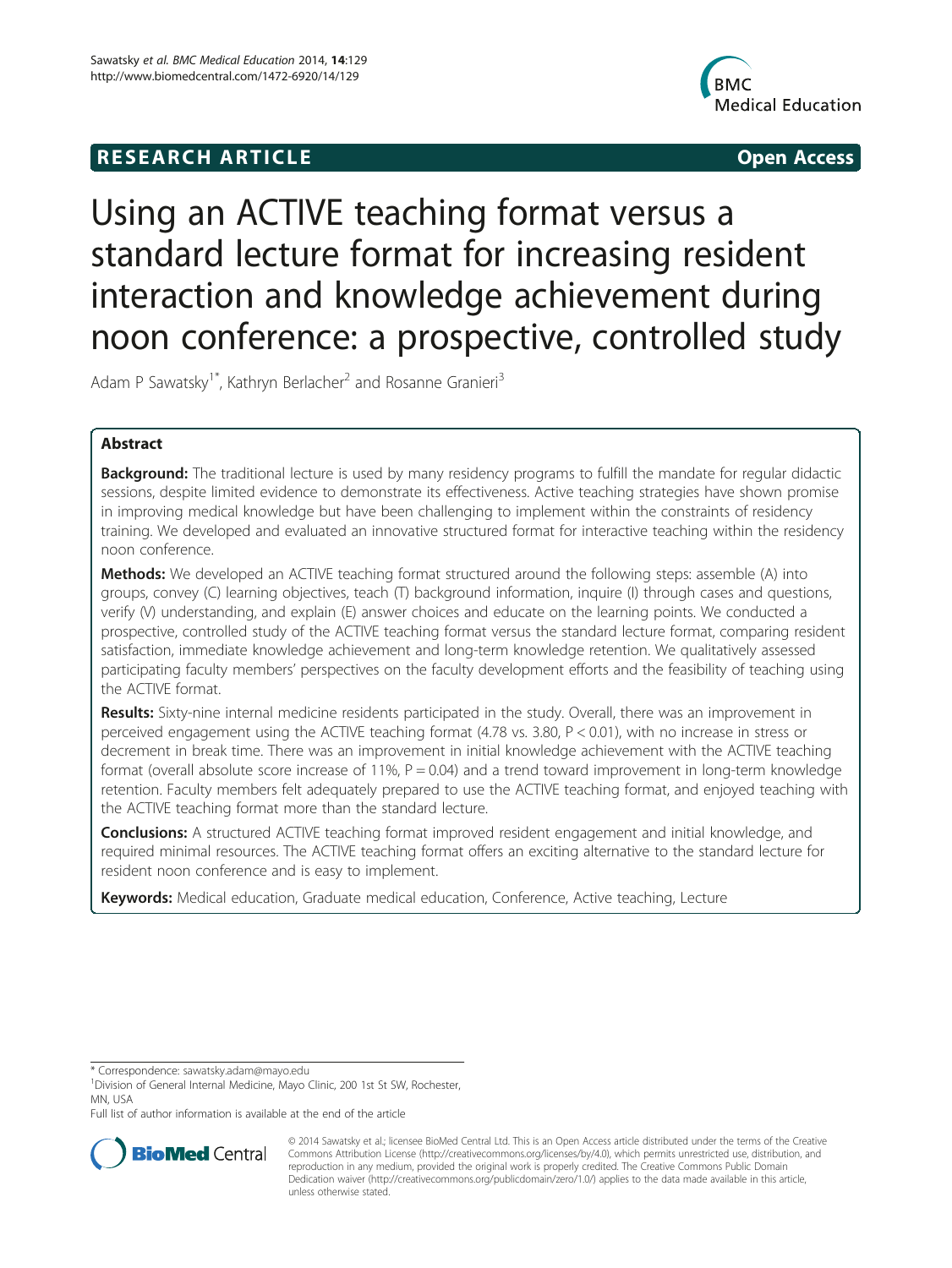RESEARCH ARTICLE

Open Access

# Using an ACTIVE teaching format versus a standard lecture format for increasing resident interaction and knowledge achievement during noon conference: a prospective, controlled study

Adam P Sawatsky[1*], Kathryn Berlacher[2] and Rosanne Granieri[3]

## Abstract

**Background:** The traditional lecture is used by many residency programs to fulfill the mandate for regular didactic sessions, despite limited evidence to demonstrate its effectiveness. Active teaching strategies have shown promise in improving medical knowledge but have been challenging to implement within the constraints of residency training. We developed and evaluated an innovative structured format for interactive teaching within the residency noon conference.

**Methods:** We developed an ACTIVE teaching format structured around the following steps: assemble (A) into groups, convey (C) learning objectives, teach (T) background information, inquire (I) through cases and questions, verify (V) understanding, and explain (E) answer choices and educate on the learning points. We conducted a prospective, controlled study of the ACTIVE teaching format versus the standard lecture format, comparing resident satisfaction, immediate knowledge achievement and long-term knowledge retention. We qualitatively assessed participating faculty members' perspectives on the faculty development efforts and the feasibility of teaching using the ACTIVE format.

**Results:** Sixty-nine internal medicine residents participated in the study. Overall, there was an improvement in perceived engagement using the ACTIVE teaching format (4.78 vs. 3.80, $P < 0.01$), with no increase in stress or decrement in break time. There was an improvement in initial knowledge achievement with the ACTIVE teaching format (overall absolute score increase of 11%, $P = 0.04$) and a trend toward improvement in long-term knowledge retention. Faculty members felt adequately prepared to use the ACTIVE teaching format, and enjoyed teaching with the ACTIVE teaching format more than the standard lecture.

**Conclusions:** A structured ACTIVE teaching format improved resident engagement and initial knowledge, and required minimal resources. The ACTIVE teaching format offers an exciting alternative to the standard lecture for resident noon conference and is easy to implement.

**Keywords:** Medical education, Graduate medical education, Conference, Active teaching, Lecture

\* Correspondence: sawatsky.adam@mayo.edu
[1]Division of General Internal Medicine, Mayo Clinic, 200 1st St SW, Rochester, MN, USA
Full list of author information is available at the end of the article

© 2014 Sawatsky et al.; licensee BioMed Central Ltd. This is an Open Access article distributed under the terms of the Creative Commons Attribution License (http://creativecommons.org/licenses/by/4.0), which permits unrestricted use, distribution, and reproduction in any medium, provided the original work is properly credited. The Creative Commons Public Domain Dedication waiver (http://creativecommons.org/publicdomain/zero/1.0/) applies to the data made available in this article, unless otherwise stated.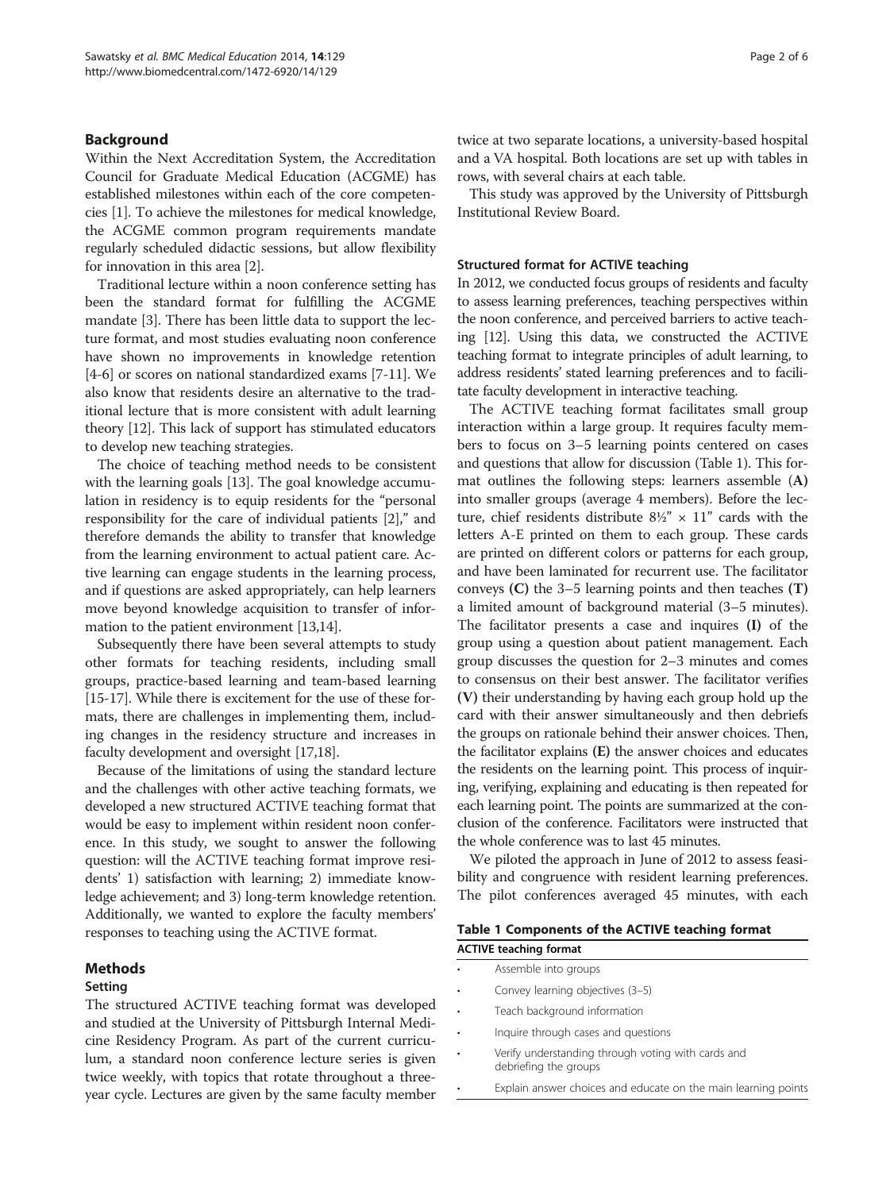## Background

Within the Next Accreditation System, the Accreditation Council for Graduate Medical Education (ACGME) has established milestones within each of the core competencies [1]. To achieve the milestones for medical knowledge, the ACGME common program requirements mandate regularly scheduled didactic sessions, but allow flexibility for innovation in this area [2].

Traditional lecture within a noon conference setting has been the standard format for fulfilling the ACGME mandate [3]. There has been little data to support the lecture format, and most studies evaluating noon conference have shown no improvements in knowledge retention [4-6] or scores on national standardized exams [7-11]. We also know that residents desire an alternative to the traditional lecture that is more consistent with adult learning theory [12]. This lack of support has stimulated educators to develop new teaching strategies.

The choice of teaching method needs to be consistent with the learning goals [13]. The goal knowledge accumulation in residency is to equip residents for the "personal responsibility for the care of individual patients [2]," and therefore demands the ability to transfer that knowledge from the learning environment to actual patient care. Active learning can engage students in the learning process, and if questions are asked appropriately, can help learners move beyond knowledge acquisition to transfer of information to the patient environment [13,14].

Subsequently there have been several attempts to study other formats for teaching residents, including small groups, practice-based learning and team-based learning [15-17]. While there is excitement for the use of these formats, there are challenges in implementing them, including changes in the residency structure and increases in faculty development and oversight [17,18].

Because of the limitations of using the standard lecture and the challenges with other active teaching formats, we developed a new structured ACTIVE teaching format that would be easy to implement within resident noon conference. In this study, we sought to answer the following question: will the ACTIVE teaching format improve residents' 1) satisfaction with learning; 2) immediate knowledge achievement; and 3) long-term knowledge retention. Additionally, we wanted to explore the faculty members' responses to teaching using the ACTIVE format.

## Methods

### Setting

The structured ACTIVE teaching format was developed and studied at the University of Pittsburgh Internal Medicine Residency Program. As part of the current curriculum, a standard noon conference lecture series is given twice weekly, with topics that rotate throughout a three-year cycle. Lectures are given by the same faculty member twice at two separate locations, a university-based hospital and a VA hospital. Both locations are set up with tables in rows, with several chairs at each table.

This study was approved by the University of Pittsburgh Institutional Review Board.

### Structured format for ACTIVE teaching

In 2012, we conducted focus groups of residents and faculty to assess learning preferences, teaching perspectives within the noon conference, and perceived barriers to active teaching [12]. Using this data, we constructed the ACTIVE teaching format to integrate principles of adult learning, to address residents' stated learning preferences and to facilitate faculty development in interactive teaching.

The ACTIVE teaching format facilitates small group interaction within a large group. It requires faculty members to focus on 3–5 learning points centered on cases and questions that allow for discussion (Table 1). This format outlines the following steps: learners assemble **(A)** into smaller groups (average 4 members). Before the lecture, chief residents distribute 8½" × 11" cards with the letters A-E printed on them to each group. These cards are printed on different colors or patterns for each group, and have been laminated for recurrent use. The facilitator conveys **(C)** the 3–5 learning points and then teaches **(T)** a limited amount of background material (3–5 minutes). The facilitator presents a case and inquires **(I)** of the group using a question about patient management. Each group discusses the question for 2–3 minutes and comes to consensus on their best answer. The facilitator verifies **(V)** their understanding by having each group hold up the card with their answer simultaneously and then debriefs the groups on rationale behind their answer choices. Then, the facilitator explains **(E)** the answer choices and educates the residents on the learning point. This process of inquiring, verifying, explaining and educating is then repeated for each learning point. The points are summarized at the conclusion of the conference. Facilitators were instructed that the whole conference was to last 45 minutes.

We piloted the approach in June of 2012 to assess feasibility and congruence with resident learning preferences. The pilot conferences averaged 45 minutes, with each

**Table 1 Components of the ACTIVE teaching format**

| ACTIVE teaching format |
|---|
| • Assemble into groups |
| • Convey learning objectives (3–5) |
| • Teach background information |
| • Inquire through cases and questions |
| • Verify understanding through voting with cards and debriefing the groups |
| • Explain answer choices and educate on the main learning points |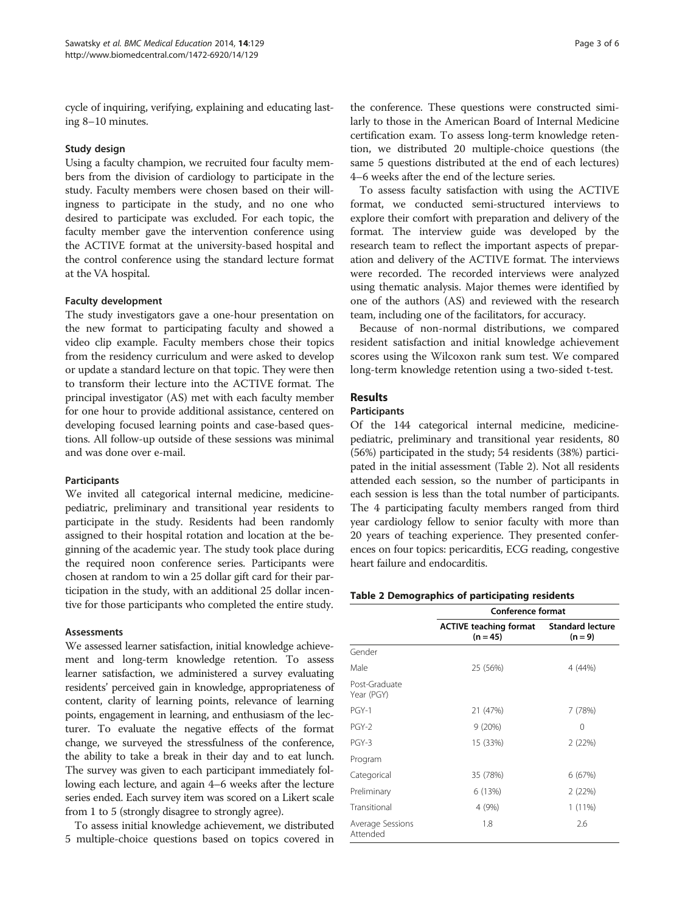cycle of inquiring, verifying, explaining and educating lasting 8–10 minutes.

### Study design

Using a faculty champion, we recruited four faculty members from the division of cardiology to participate in the study. Faculty members were chosen based on their willingness to participate in the study, and no one who desired to participate was excluded. For each topic, the faculty member gave the intervention conference using the ACTIVE format at the university-based hospital and the control conference using the standard lecture format at the VA hospital.

### Faculty development

The study investigators gave a one-hour presentation on the new format to participating faculty and showed a video clip example. Faculty members chose their topics from the residency curriculum and were asked to develop or update a standard lecture on that topic. They were then to transform their lecture into the ACTIVE format. The principal investigator (AS) met with each faculty member for one hour to provide additional assistance, centered on developing focused learning points and case-based questions. All follow-up outside of these sessions was minimal and was done over e-mail.

### Participants

We invited all categorical internal medicine, medicine-pediatric, preliminary and transitional year residents to participate in the study. Residents had been randomly assigned to their hospital rotation and location at the beginning of the academic year. The study took place during the required noon conference series. Participants were chosen at random to win a 25 dollar gift card for their participation in the study, with an additional 25 dollar incentive for those participants who completed the entire study.

### Assessments

We assessed learner satisfaction, initial knowledge achievement and long-term knowledge retention. To assess learner satisfaction, we administered a survey evaluating residents' perceived gain in knowledge, appropriateness of content, clarity of learning points, relevance of learning points, engagement in learning, and enthusiasm of the lecturer. To evaluate the negative effects of the format change, we surveyed the stressfulness of the conference, the ability to take a break in their day and to eat lunch. The survey was given to each participant immediately following each lecture, and again 4–6 weeks after the lecture series ended. Each survey item was scored on a Likert scale from 1 to 5 (strongly disagree to strongly agree).

To assess initial knowledge achievement, we distributed 5 multiple-choice questions based on topics covered in the conference. These questions were constructed similarly to those in the American Board of Internal Medicine certification exam. To assess long-term knowledge retention, we distributed 20 multiple-choice questions (the same 5 questions distributed at the end of each lectures) 4–6 weeks after the end of the lecture series.

To assess faculty satisfaction with using the ACTIVE format, we conducted semi-structured interviews to explore their comfort with preparation and delivery of the format. The interview guide was developed by the research team to reflect the important aspects of preparation and delivery of the ACTIVE format. The interviews were recorded. The recorded interviews were analyzed using thematic analysis. Major themes were identified by one of the authors (AS) and reviewed with the research team, including one of the facilitators, for accuracy.

Because of non-normal distributions, we compared resident satisfaction and initial knowledge achievement scores using the Wilcoxon rank sum test. We compared long-term knowledge retention using a two-sided t-test.

## Results

### Participants

Of the 144 categorical internal medicine, medicine-pediatric, preliminary and transitional year residents, 80 (56%) participated in the study; 54 residents (38%) participated in the initial assessment (Table 2). Not all residents attended each session, so the number of participants in each session is less than the total number of participants. The 4 participating faculty members ranged from third year cardiology fellow to senior faculty with more than 20 years of teaching experience. They presented conferences on four topics: pericarditis, ECG reading, congestive heart failure and endocarditis.

**Table 2 Demographics of participating residents**

| | Conference format | |
|---|---|---|
| | ACTIVE teaching format (n = 45) | Standard lecture (n = 9) |
| Gender | | |
| Male | 25 (56%) | 4 (44%) |
| Post-Graduate Year (PGY) | | |
| PGY-1 | 21 (47%) | 7 (78%) |
| PGY-2 | 9 (20%) | 0 |
| PGY-3 | 15 (33%) | 2 (22%) |
| Program | | |
| Categorical | 35 (78%) | 6 (67%) |
| Preliminary | 6 (13%) | 2 (22%) |
| Transitional | 4 (9%) | 1 (11%) |
| Average Sessions Attended | 1.8 | 2.6 |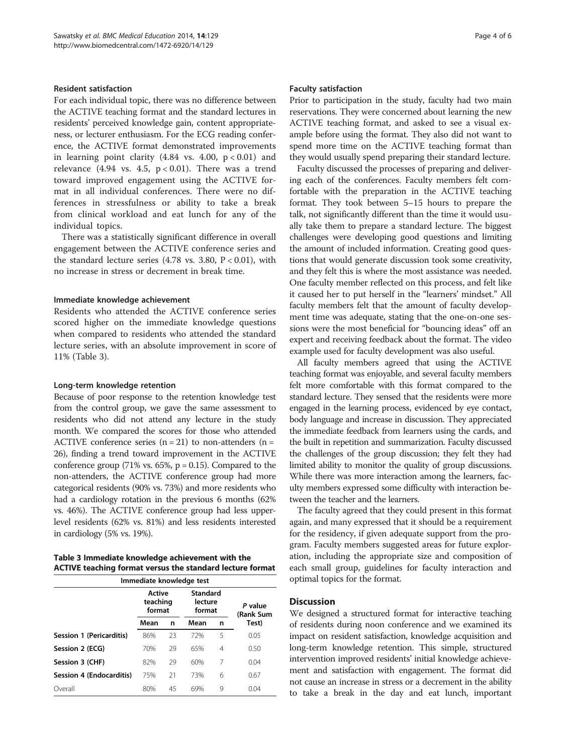### Resident satisfaction

For each individual topic, there was no difference between the ACTIVE teaching format and the standard lectures in residents' perceived knowledge gain, content appropriateness, or lecturer enthusiasm. For the ECG reading conference, the ACTIVE format demonstrated improvements in learning point clarity (4.84 vs. 4.00, $p < 0.01$) and relevance (4.94 vs. 4.5, $p < 0.01$). There was a trend toward improved engagement using the ACTIVE format in all individual conferences. There were no differences in stressfulness or ability to take a break from clinical workload and eat lunch for any of the individual topics.

There was a statistically significant difference in overall engagement between the ACTIVE conference series and the standard lecture series (4.78 vs. 3.80, $P < 0.01$), with no increase in stress or decrement in break time.

### Immediate knowledge achievement

Residents who attended the ACTIVE conference series scored higher on the immediate knowledge questions when compared to residents who attended the standard lecture series, with an absolute improvement in score of 11% (Table 3).

### Long-term knowledge retention

Because of poor response to the retention knowledge test from the control group, we gave the same assessment to residents who did not attend any lecture in the study month. We compared the scores for those who attended ACTIVE conference series (n = 21) to non-attenders (n = 26), finding a trend toward improvement in the ACTIVE conference group (71% vs. 65%, p = 0.15). Compared to the non-attenders, the ACTIVE conference group had more categorical residents (90% vs. 73%) and more residents who had a cardiology rotation in the previous 6 months (62% vs. 46%). The ACTIVE conference group had less upper-level residents (62% vs. 81%) and less residents interested in cardiology (5% vs. 19%).

**Table 3 Immediate knowledge achievement with the ACTIVE teaching format versus the standard lecture format**

| Immediate knowledge test | | | | | |
|---|---|---|---|---|---|
| | Active teaching format | | Standard lecture format | | *P* value (Rank Sum Test) |
| | Mean | n | Mean | n | |
| **Session 1 (Pericarditis)** | 86% | 23 | 72% | 5 | 0.05 |
| **Session 2 (ECG)** | 70% | 29 | 65% | 4 | 0.50 |
| **Session 3 (CHF)** | 82% | 29 | 60% | 7 | 0.04 |
| **Session 4 (Endocarditis)** | 75% | 21 | 73% | 6 | 0.67 |
| Overall | 80% | 45 | 69% | 9 | 0.04 |

### Faculty satisfaction

Prior to participation in the study, faculty had two main reservations. They were concerned about learning the new ACTIVE teaching format, and asked to see a visual example before using the format. They also did not want to spend more time on the ACTIVE teaching format than they would usually spend preparing their standard lecture.

Faculty discussed the processes of preparing and delivering each of the conferences. Faculty members felt comfortable with the preparation in the ACTIVE teaching format. They took between 5–15 hours to prepare the talk, not significantly different than the time it would usually take them to prepare a standard lecture. The biggest challenges were developing good questions and limiting the amount of included information. Creating good questions that would generate discussion took some creativity, and they felt this is where the most assistance was needed. One faculty member reflected on this process, and felt like it caused her to put herself in the "learners' mindset." All faculty members felt that the amount of faculty development time was adequate, stating that the one-on-one sessions were the most beneficial for "bouncing ideas" off an expert and receiving feedback about the format. The video example used for faculty development was also useful.

All faculty members agreed that using the ACTIVE teaching format was enjoyable, and several faculty members felt more comfortable with this format compared to the standard lecture. They sensed that the residents were more engaged in the learning process, evidenced by eye contact, body language and increase in discussion. They appreciated the immediate feedback from learners using the cards, and the built in repetition and summarization. Faculty discussed the challenges of the group discussion; they felt they had limited ability to monitor the quality of group discussions. While there was more interaction among the learners, faculty members expressed some difficulty with interaction between the teacher and the learners.

The faculty agreed that they could present in this format again, and many expressed that it should be a requirement for the residency, if given adequate support from the program. Faculty members suggested areas for future exploration, including the appropriate size and composition of each small group, guidelines for faculty interaction and optimal topics for the format.

## Discussion

We designed a structured format for interactive teaching of residents during noon conference and we examined its impact on resident satisfaction, knowledge acquisition and long-term knowledge retention. This simple, structured intervention improved residents' initial knowledge achievement and satisfaction with engagement. The format did not cause an increase in stress or a decrement in the ability to take a break in the day and eat lunch, important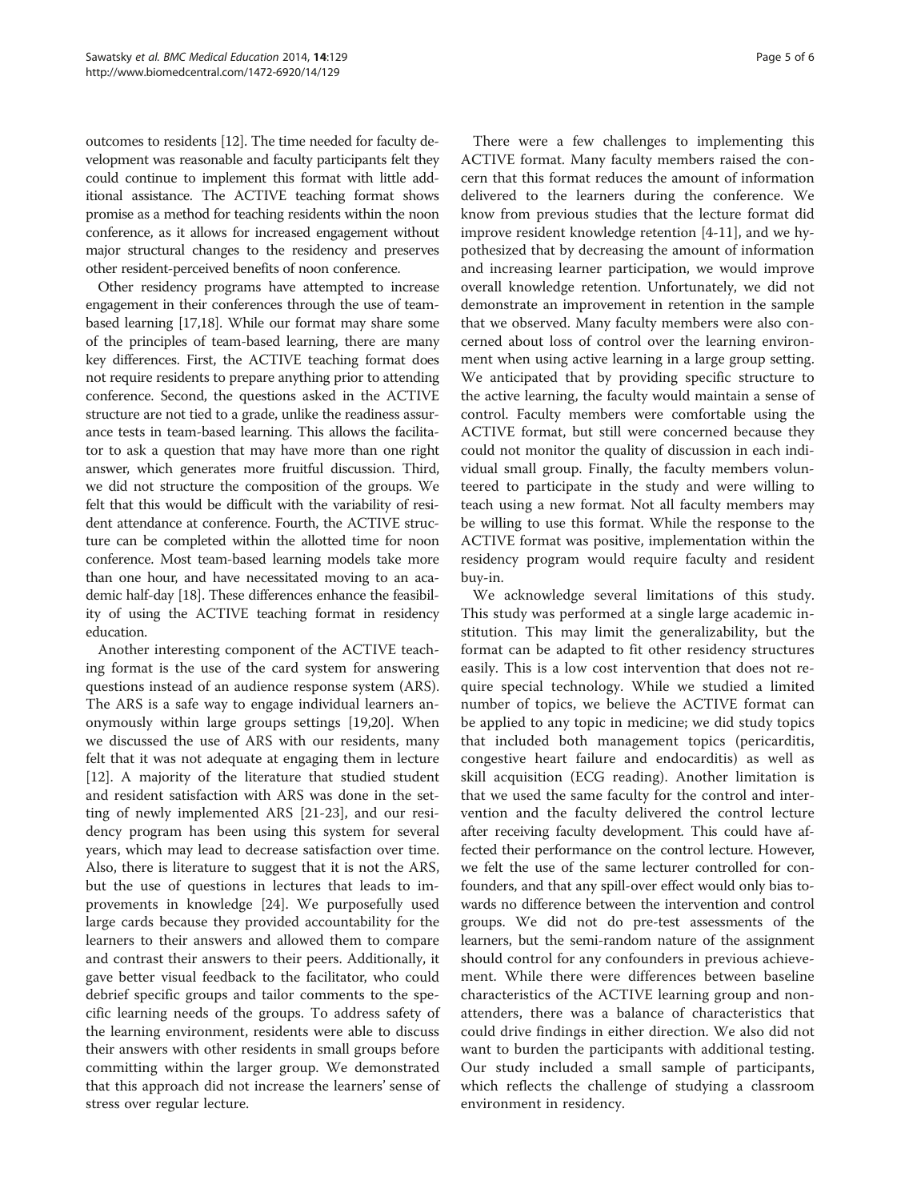outcomes to residents [12]. The time needed for faculty development was reasonable and faculty participants felt they could continue to implement this format with little additional assistance. The ACTIVE teaching format shows promise as a method for teaching residents within the noon conference, as it allows for increased engagement without major structural changes to the residency and preserves other resident-perceived benefits of noon conference.

Other residency programs have attempted to increase engagement in their conferences through the use of team-based learning [17,18]. While our format may share some of the principles of team-based learning, there are many key differences. First, the ACTIVE teaching format does not require residents to prepare anything prior to attending conference. Second, the questions asked in the ACTIVE structure are not tied to a grade, unlike the readiness assurance tests in team-based learning. This allows the facilitator to ask a question that may have more than one right answer, which generates more fruitful discussion. Third, we did not structure the composition of the groups. We felt that this would be difficult with the variability of resident attendance at conference. Fourth, the ACTIVE structure can be completed within the allotted time for noon conference. Most team-based learning models take more than one hour, and have necessitated moving to an academic half-day [18]. These differences enhance the feasibility of using the ACTIVE teaching format in residency education.

Another interesting component of the ACTIVE teaching format is the use of the card system for answering questions instead of an audience response system (ARS). The ARS is a safe way to engage individual learners anonymously within large groups settings [19,20]. When we discussed the use of ARS with our residents, many felt that it was not adequate at engaging them in lecture [12]. A majority of the literature that studied student and resident satisfaction with ARS was done in the setting of newly implemented ARS [21-23], and our residency program has been using this system for several years, which may lead to decrease satisfaction over time. Also, there is literature to suggest that it is not the ARS, but the use of questions in lectures that leads to improvements in knowledge [24]. We purposefully used large cards because they provided accountability for the learners to their answers and allowed them to compare and contrast their answers to their peers. Additionally, it gave better visual feedback to the facilitator, who could debrief specific groups and tailor comments to the specific learning needs of the groups. To address safety of the learning environment, residents were able to discuss their answers with other residents in small groups before committing within the larger group. We demonstrated that this approach did not increase the learners' sense of stress over regular lecture.

There were a few challenges to implementing this ACTIVE format. Many faculty members raised the concern that this format reduces the amount of information delivered to the learners during the conference. We know from previous studies that the lecture format did improve resident knowledge retention [4-11], and we hypothesized that by decreasing the amount of information and increasing learner participation, we would improve overall knowledge retention. Unfortunately, we did not demonstrate an improvement in retention in the sample that we observed. Many faculty members were also concerned about loss of control over the learning environment when using active learning in a large group setting. We anticipated that by providing specific structure to the active learning, the faculty would maintain a sense of control. Faculty members were comfortable using the ACTIVE format, but still were concerned because they could not monitor the quality of discussion in each individual small group. Finally, the faculty members volunteered to participate in the study and were willing to teach using a new format. Not all faculty members may be willing to use this format. While the response to the ACTIVE format was positive, implementation within the residency program would require faculty and resident buy-in.

We acknowledge several limitations of this study. This study was performed at a single large academic institution. This may limit the generalizability, but the format can be adapted to fit other residency structures easily. This is a low cost intervention that does not require special technology. While we studied a limited number of topics, we believe the ACTIVE format can be applied to any topic in medicine; we did study topics that included both management topics (pericarditis, congestive heart failure and endocarditis) as well as skill acquisition (ECG reading). Another limitation is that we used the same faculty for the control and intervention and the faculty delivered the control lecture after receiving faculty development. This could have affected their performance on the control lecture. However, we felt the use of the same lecturer controlled for confounders, and that any spill-over effect would only bias towards no difference between the intervention and control groups. We did not do pre-test assessments of the learners, but the semi-random nature of the assignment should control for any confounders in previous achievement. While there were differences between baseline characteristics of the ACTIVE learning group and non-attenders, there was a balance of characteristics that could drive findings in either direction. We also did not want to burden the participants with additional testing. Our study included a small sample of participants, which reflects the challenge of studying a classroom environment in residency.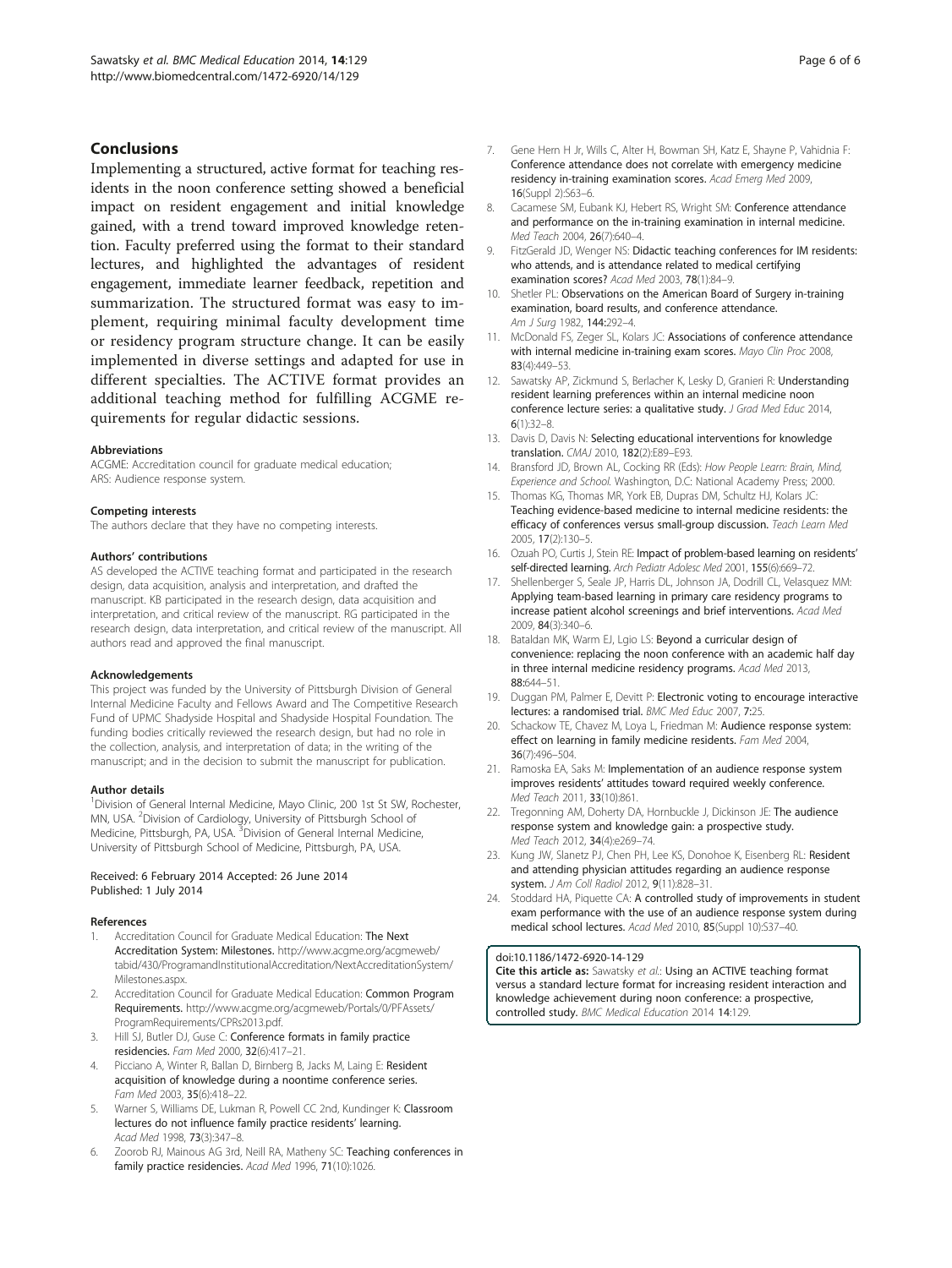## Conclusions

Implementing a structured, active format for teaching residents in the noon conference setting showed a beneficial impact on resident engagement and initial knowledge gained, with a trend toward improved knowledge retention. Faculty preferred using the format to their standard lectures, and highlighted the advantages of resident engagement, immediate learner feedback, repetition and summarization. The structured format was easy to implement, requiring minimal faculty development time or residency program structure change. It can be easily implemented in diverse settings and adapted for use in different specialties. The ACTIVE format provides an additional teaching method for fulfilling ACGME requirements for regular didactic sessions.

#### Abbreviations

ACGME: Accreditation council for graduate medical education; ARS: Audience response system.

#### Competing interests

The authors declare that they have no competing interests.

#### Authors' contributions

AS developed the ACTIVE teaching format and participated in the research design, data acquisition, analysis and interpretation, and drafted the manuscript. KB participated in the research design, data acquisition and interpretation, and critical review of the manuscript. RG participated in the research design, data interpretation, and critical review of the manuscript. All authors read and approved the final manuscript.

#### Acknowledgements

This project was funded by the University of Pittsburgh Division of General Internal Medicine Faculty and Fellows Award and The Competitive Research Fund of UPMC Shadyside Hospital and Shadyside Hospital Foundation. The funding bodies critically reviewed the research design, but had no role in the collection, analysis, and interpretation of data; in the writing of the manuscript; and in the decision to submit the manuscript for publication.

#### Author details

[1]Division of General Internal Medicine, Mayo Clinic, 200 1st St SW, Rochester, MN, USA. [2]Division of Cardiology, University of Pittsburgh School of Medicine, Pittsburgh, PA, USA. [3]Division of General Internal Medicine, University of Pittsburgh School of Medicine, Pittsburgh, PA, USA.

Received: 6 February 2014 Accepted: 26 June 2014
Published: 1 July 2014

#### References

1. Accreditation Council for Graduate Medical Education: **The Next Accreditation System: Milestones.** http://www.acgme.org/acgmeweb/tabid/430/ProgramandInstitutionalAccreditation/NextAccreditationSystem/Milestones.aspx.
2. Accreditation Council for Graduate Medical Education: **Common Program Requirements.** http://www.acgme.org/acgmeweb/Portals/0/PFAssets/ProgramRequirements/CPRs2013.pdf.
3. Hill SJ, Butler DJ, Guse C: **Conference formats in family practice residencies.** *Fam Med* 2000, **32**(6):417–21.
4. Picciano A, Winter R, Ballan D, Birnberg B, Jacks M, Laing E: **Resident acquisition of knowledge during a noontime conference series.** *Fam Med* 2003, **35**(6):418–22.
5. Warner S, Williams DE, Lukman R, Powell CC 2nd, Kundinger K: **Classroom lectures do not influence family practice residents' learning.** *Acad Med* 1998, **73**(3):347–8.
6. Zoorob RJ, Mainous AG 3rd, Neill RA, Matheny SC: **Teaching conferences in family practice residencies.** *Acad Med* 1996, **71**(10):1026.
7. Gene Hern H Jr, Wills C, Alter H, Bowman SH, Katz E, Shayne P, Vahidnia F: **Conference attendance does not correlate with emergency medicine residency in-training examination scores.** *Acad Emerg Med* 2009, **16**(Suppl 2):S63–6.
8. Cacamese SM, Eubank KJ, Hebert RS, Wright SM: **Conference attendance and performance on the in-training examination in internal medicine.** *Med Teach* 2004, **26**(7):640–4.
9. FitzGerald JD, Wenger NS: **Didactic teaching conferences for IM residents: who attends, and is attendance related to medical certifying examination scores?** *Acad Med* 2003, **78**(1):84–9.
10. Shetler PL: **Observations on the American Board of Surgery in-training examination, board results, and conference attendance.** *Am J Surg* 1982, **144**:292–4.
11. McDonald FS, Zeger SL, Kolars JC: **Associations of conference attendance with internal medicine in-training exam scores.** *Mayo Clin Proc* 2008, **83**(4):449–53.
12. Sawatsky AP, Zickmund S, Berlacher K, Lesky D, Granieri R: **Understanding resident learning preferences within an internal medicine noon conference lecture series: a qualitative study.** *J Grad Med Educ* 2014, **6**(1):32–8.
13. Davis D, Davis N: **Selecting educational interventions for knowledge translation.** *CMAJ* 2010, **182**(2):E89–E93.
14. Bransford JD, Brown AL, Cocking RR (Eds): *How People Learn: Brain, Mind, Experience and School.* Washington, D.C: National Academy Press; 2000.
15. Thomas KG, Thomas MR, York EB, Dupras DM, Schultz HJ, Kolars JC: **Teaching evidence-based medicine to internal medicine residents: the efficacy of conferences versus small-group discussion.** *Teach Learn Med* 2005, **17**(2):130–5.
16. Ozuah PO, Curtis J, Stein RE: **Impact of problem-based learning on residents' self-directed learning.** *Arch Pediatr Adolesc Med* 2001, **155**(6):669–72.
17. Shellenberger S, Seale JP, Harris DL, Johnson JA, Dodrill CL, Velasquez MM: **Applying team-based learning in primary care residency programs to increase patient alcohol screenings and brief interventions.** *Acad Med* 2009, **84**(3):340–6.
18. Bataldan MK, Warm EJ, Lgio LS: **Beyond a curricular design of convenience: replacing the noon conference with an academic half day in three internal medicine residency programs.** *Acad Med* 2013, **88**:644–51.
19. Duggan PM, Palmer E, Devitt P: **Electronic voting to encourage interactive lectures: a randomised trial.** *BMC Med Educ* 2007, **7**:25.
20. Schackow TE, Chavez M, Loya L, Friedman M: **Audience response system: effect on learning in family medicine residents.** *Fam Med* 2004, **36**(7):496–504.
21. Ramoska EA, Saks M: **Implementation of an audience response system improves residents' attitudes toward required weekly conference.** *Med Teach* 2011, **33**(10):861.
22. Tregonning AM, Doherty DA, Hornbuckle J, Dickinson JE: **The audience response system and knowledge gain: a prospective study.** *Med Teach* 2012, **34**(4):e269–74.
23. Kung JW, Slanetz PJ, Chen PH, Lee KS, Donohoe K, Eisenberg RL: **Resident and attending physician attitudes regarding an audience response system.** *J Am Coll Radiol* 2012, **9**(11):828–31.
24. Stoddard HA, Piquette CA: **A controlled study of improvements in student exam performance with the use of an audience response system during medical school lectures.** *Acad Med* 2010, **85**(Suppl 10):S37–40.

doi:10.1186/1472-6920-14-129

**Cite this article as:** Sawatsky *et al.*: Using an ACTIVE teaching format versus a standard lecture format for increasing resident interaction and knowledge achievement during noon conference: a prospective, controlled study. *BMC Medical Education* 2014 **14**:129.